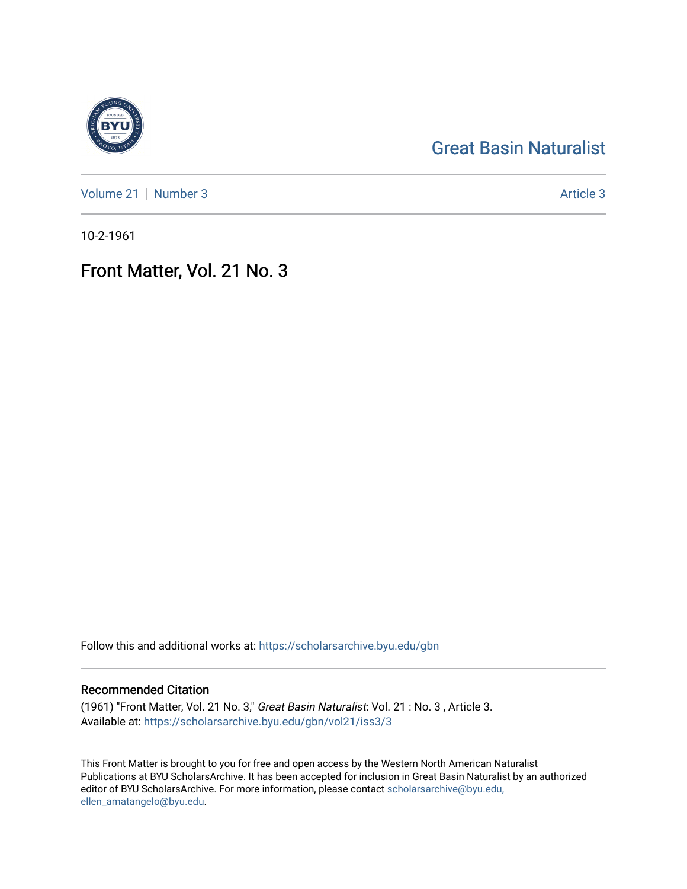Great Basin Naturalist

Volume 21 | Number 3 — Article 3

10-2-1961

# Front Matter, Vol. 21 No. 3

Follow this and additional works at: https://scholarsarchive.byu.edu/gbn

## Recommended Citation

(1961) "Front Matter, Vol. 21 No. 3," *Great Basin Naturalist*: Vol. 21 : No. 3 , Article 3.
Available at: https://scholarsarchive.byu.edu/gbn/vol21/iss3/3

This Front Matter is brought to you for free and open access by the Western North American Naturalist Publications at BYU ScholarsArchive. It has been accepted for inclusion in Great Basin Naturalist by an authorized editor of BYU ScholarsArchive. For more information, please contact scholarsarchive@byu.edu, ellen_amatangelo@byu.edu.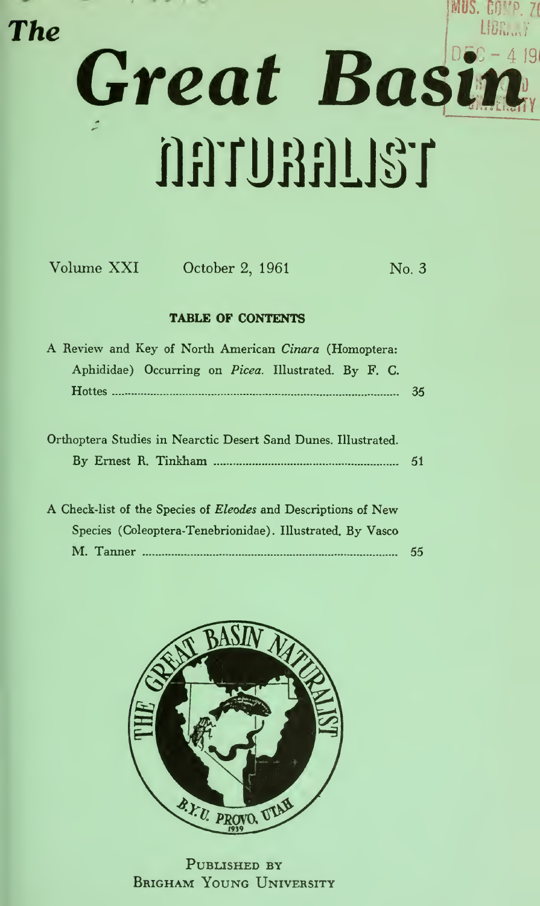# The Great Basin Naturalist

Volume XXI October 2, 1961 No. 3

**TABLE OF CONTENTS**

A Review and Key of North American *Cinara* (Homoptera: Aphididae) Occurring on *Picea*. Illustrated. By F. C. Hottes ........ 35

Orthoptera Studies in Nearctic Desert Sand Dunes. Illustrated. By Ernest R. Tinkham ........ 51

A Check-list of the Species of *Eleodes* and Descriptions of New Species (Coleoptera-Tenebrionidae). Illustrated. By Vasco M. Tanner ........ 55

PUBLISHED BY
BRIGHAM YOUNG UNIVERSITY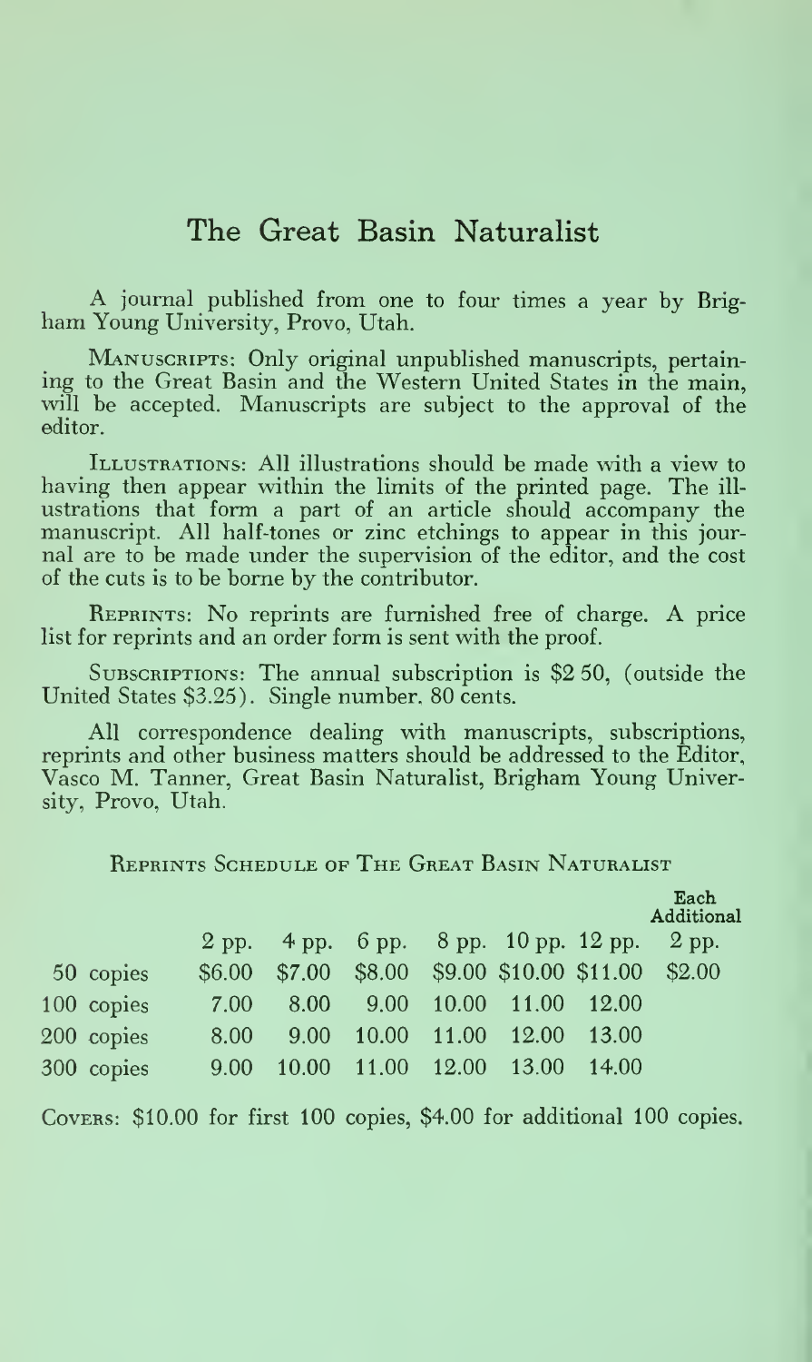# The Great Basin Naturalist

A journal published from one to four times a year by Brigham Young University, Provo, Utah.

Manuscripts: Only original unpublished manuscripts, pertaining to the Great Basin and the Western United States in the main, will be accepted. Manuscripts are subject to the approval of the editor.

Illustrations: All illustrations should be made with a view to having then appear within the limits of the printed page. The illustrations that form a part of an article should accompany the manuscript. All half-tones or zinc etchings to appear in this journal are to be made under the supervision of the editor, and the cost of the cuts is to be borne by the contributor.

Reprints: No reprints are furnished free of charge. A price list for reprints and an order form is sent with the proof.

Subscriptions: The annual subscription is $2 50, (outside the United States $3.25). Single number, 80 cents.

All correspondence dealing with manuscripts, subscriptions, reprints and other business matters should be addressed to the Editor, Vasco M. Tanner, Great Basin Naturalist, Brigham Young University, Provo, Utah.

Reprints Schedule of The Great Basin Naturalist

| | 2 pp. | 4 pp. | 6 pp. | 8 pp. | 10 pp. | 12 pp. | Each Additional 2 pp. |
|---|---|---|---|---|---|---|---|
| 50 copies | $6.00 | $7.00 | $8.00 | $9.00 | $10.00 | $11.00 | $2.00 |
| 100 copies | 7.00 | 8.00 | 9.00 | 10.00 | 11.00 | 12.00 | |
| 200 copies | 8.00 | 9.00 | 10.00 | 11.00 | 12.00 | 13.00 | |
| 300 copies | 9.00 | 10.00 | 11.00 | 12.00 | 13.00 | 14.00 | |

Covers: $10.00 for first 100 copies, $4.00 for additional 100 copies.